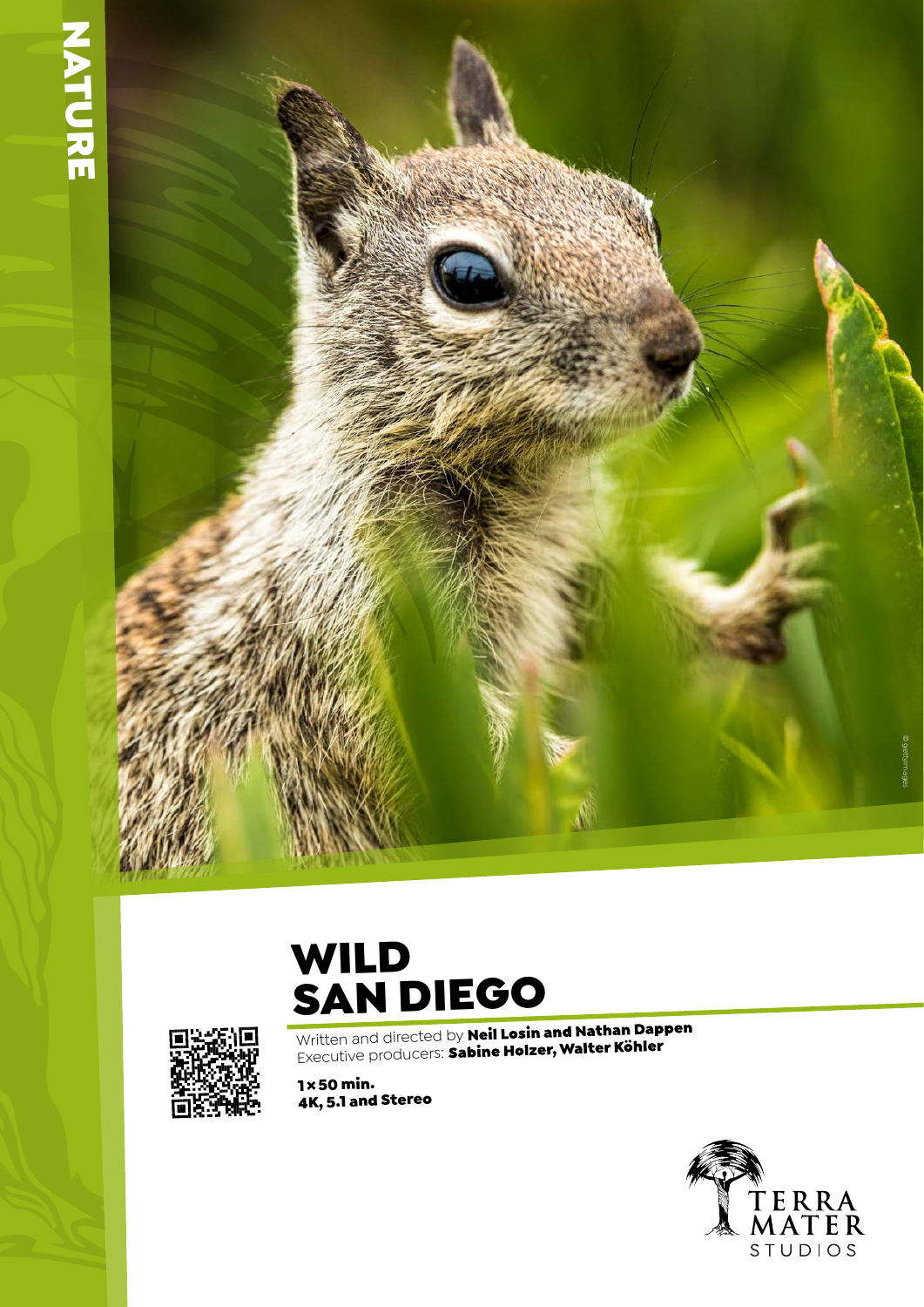NATURE

# WILD SAN DIEGO

Written and directed by **Neil Losin and Nathan Dappen**
Executive producers: **Sabine Holzer, Walter Köhler**

**1 × 50 min.**
**4K, 5.1 and Stereo**

© gettyimages

TERRA MATER STUDIOS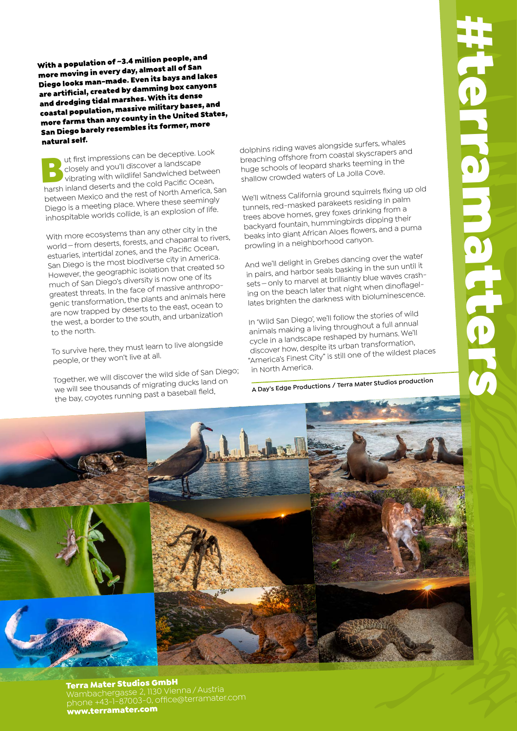# #terramatters

**With a population of ~3.4 million people, and more moving in every day, almost all of San Diego looks man-made. Even its bays and lakes are artificial, created by damming box canyons and dredging tidal marshes. With its dense coastal population, massive military bases, and more farms than any county in the United States, San Diego barely resembles its former, more natural self.**

But first impressions can be deceptive. Look closely and you'll discover a landscape vibrating with wildlife! Sandwiched between harsh inland deserts and the cold Pacific Ocean, between Mexico and the rest of North America, San Diego is a meeting place. Where these seemingly inhospitable worlds collide, is an explosion of life.

With more ecosystems than any other city in the world – from deserts, forests, and chaparral to rivers, estuaries, intertidal zones, and the Pacific Ocean, San Diego is the most biodiverse city in America. However, the geographic isolation that created so much of San Diego's diversity is now one of its greatest threats. In the face of massive anthropogenic transformation, the plants and animals here are now trapped by deserts to the east, ocean to the west, a border to the south, and urbanization to the north.

To survive here, they must learn to live alongside people, or they won't live at all.

Together, we will discover the wild side of San Diego; we will see thousands of migrating ducks land on the bay, coyotes running past a baseball field, dolphins riding waves alongside surfers, whales breaching offshore from coastal skyscrapers and huge schools of leopard sharks teeming in the shallow crowded waters of La Jolla Cove.

We'll witness California ground squirrels fixing up old tunnels, red-masked parakeets residing in palm trees above homes, grey foxes drinking from a backyard fountain, hummingbirds dipping their beaks into giant African Aloes flowers, and a puma prowling in a neighborhood canyon.

And we'll delight in Grebes dancing over the water in pairs, and harbor seals basking in the sun until it sets – only to marvel at brilliantly blue waves crashing on the beach later that night when dinoflagellates brighten the darkness with bioluminescence.

In 'Wild San Diego', we'll follow the stories of wild animals making a living throughout a full annual cycle in a landscape reshaped by humans. We'll discover how, despite its urban transformation, "America's Finest City" is still one of the wildest places in North America.

A Day's Edge Productions / Terra Mater Studios production

**Terra Mater Studios GmbH**
Wambachergasse 2, 1130 Vienna / Austria
phone +43-1-87003-0, office@terramater.com
**www.terramater.com**